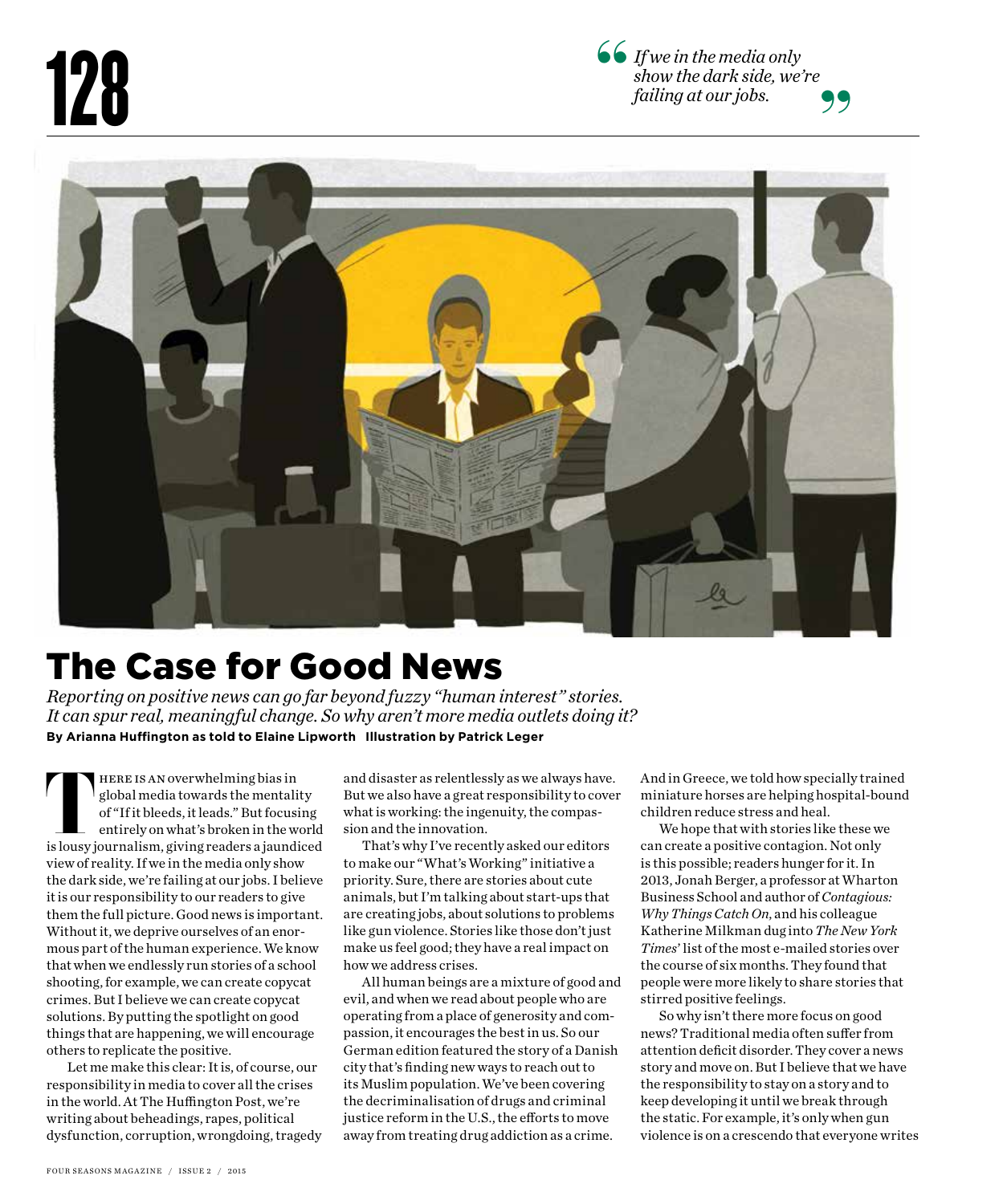> *If we in the media only show the dark side, we're failing at our jobs.*

# The Case for Good News

*Reporting on positive news can go far beyond fuzzy "human interest" stories. It can spur real, meaningful change. So why aren't more media outlets doing it?*

**By Arianna Huffington as told to Elaine Lipworth Illustration by Patrick Leger**

There is an overwhelming bias in global media towards the mentality of "If it bleeds, it leads." But focusing entirely on what's broken in the world is lousy journalism, giving readers a jaundiced view of reality. If we in the media only show the dark side, we're failing at our jobs. I believe it is our responsibility to our readers to give them the full picture. Good news is important. Without it, we deprive ourselves of an enormous part of the human experience. We know that when we endlessly run stories of a school shooting, for example, we can create copycat crimes. But I believe we can create copycat solutions. By putting the spotlight on good things that are happening, we will encourage others to replicate the positive.

Let me make this clear: It is, of course, our responsibility in media to cover all the crises in the world. At The Huffington Post, we're writing about beheadings, rapes, political dysfunction, corruption, wrongdoing, tragedy and disaster as relentlessly as we always have. But we also have a great responsibility to cover what is working: the ingenuity, the compassion and the innovation.

That's why I've recently asked our editors to make our "What's Working" initiative a priority. Sure, there are stories about cute animals, but I'm talking about start-ups that are creating jobs, about solutions to problems like gun violence. Stories like those don't just make us feel good; they have a real impact on how we address crises.

All human beings are a mixture of good and evil, and when we read about people who are operating from a place of generosity and compassion, it encourages the best in us. So our German edition featured the story of a Danish city that's finding new ways to reach out to its Muslim population. We've been covering the decriminalisation of drugs and criminal justice reform in the U.S., the efforts to move away from treating drug addiction as a crime. And in Greece, we told how specially trained miniature horses are helping hospital-bound children reduce stress and heal.

We hope that with stories like these we can create a positive contagion. Not only is this possible; readers hunger for it. In 2013, Jonah Berger, a professor at Wharton Business School and author of *Contagious: Why Things Catch On*, and his colleague Katherine Milkman dug into *The New York Times'* list of the most e-mailed stories over the course of six months. They found that people were more likely to share stories that stirred positive feelings.

So why isn't there more focus on good news? Traditional media often suffer from attention deficit disorder. They cover a news story and move on. But I believe that we have the responsibility to stay on a story and to keep developing it until we break through the static. For example, it's only when gun violence is on a crescendo that everyone writes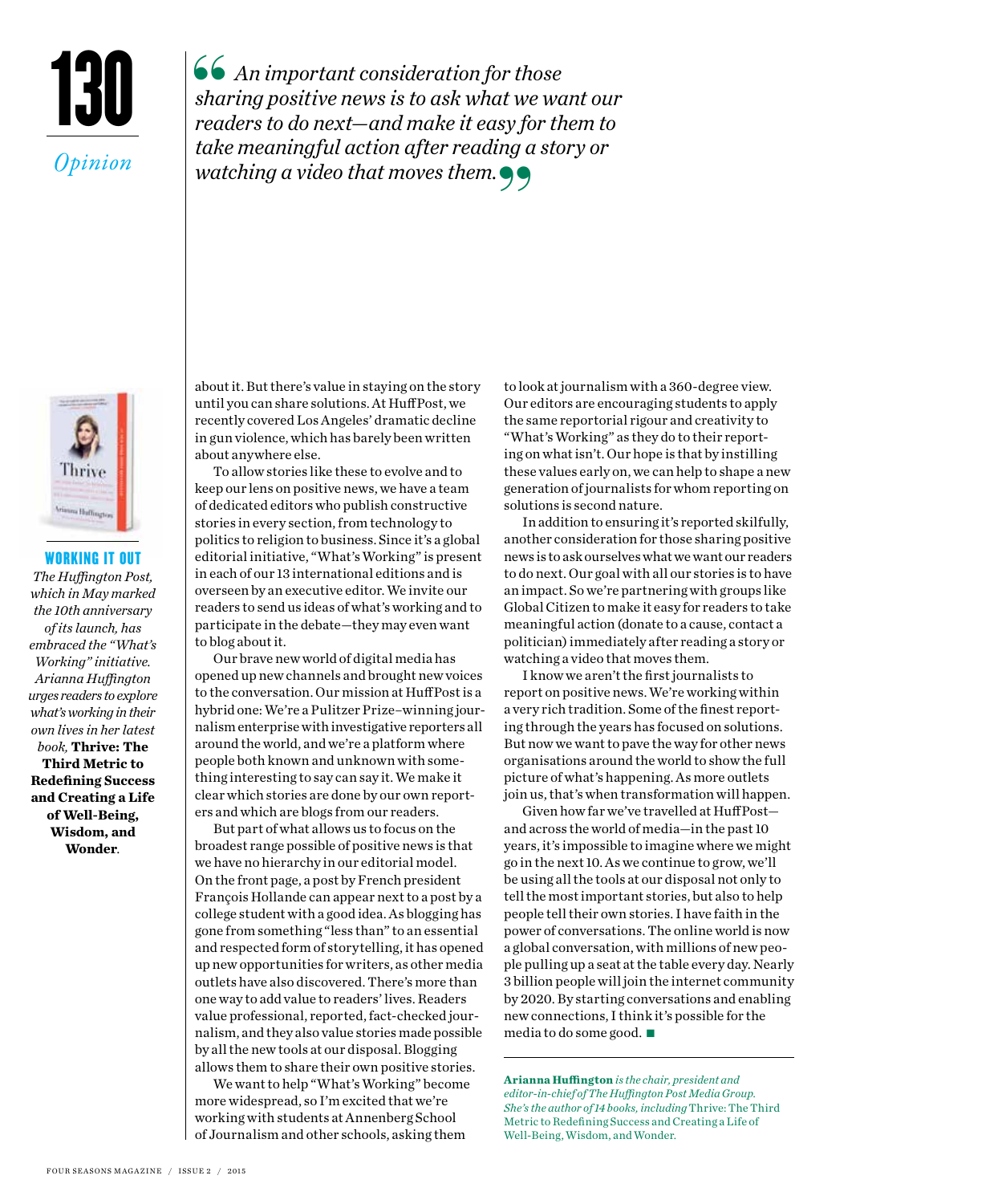> An important consideration for those sharing positive news is to ask what we want our readers to do next—and make it easy for them to take meaningful action after reading a story or watching a video that moves them.

**WORKING IT OUT**

*The Huffington Post, which in May marked the 10th anniversary of its launch, has embraced the "What's Working" initiative. Arianna Huffington urges readers to explore what's working in their own lives in her latest book,* **Thrive: The Third Metric to Redefining Success and Creating a Life of Well-Being, Wisdom, and Wonder**.

about it. But there's value in staying on the story until you can share solutions. At HuffPost, we recently covered Los Angeles' dramatic decline in gun violence, which has barely been written about anywhere else.

To allow stories like these to evolve and to keep our lens on positive news, we have a team of dedicated editors who publish constructive stories in every section, from technology to politics to religion to business. Since it's a global editorial initiative, "What's Working" is present in each of our 13 international editions and is overseen by an executive editor. We invite our readers to send us ideas of what's working and to participate in the debate—they may even want to blog about it.

Our brave new world of digital media has opened up new channels and brought new voices to the conversation. Our mission at HuffPost is a hybrid one: We're a Pulitzer Prize–winning journalism enterprise with investigative reporters all around the world, and we're a platform where people both known and unknown with something interesting to say can say it. We make it clear which stories are done by our own reporters and which are blogs from our readers.

But part of what allows us to focus on the broadest range possible of positive news is that we have no hierarchy in our editorial model. On the front page, a post by French president François Hollande can appear next to a post by a college student with a good idea. As blogging has gone from something "less than" to an essential and respected form of storytelling, it has opened up new opportunities for writers, as other media outlets have also discovered. There's more than one way to add value to readers' lives. Readers value professional, reported, fact-checked journalism, and they also value stories made possible by all the new tools at our disposal. Blogging allows them to share their own positive stories.

We want to help "What's Working" become more widespread, so I'm excited that we're working with students at Annenberg School of Journalism and other schools, asking them to look at journalism with a 360-degree view. Our editors are encouraging students to apply the same reportorial rigour and creativity to "What's Working" as they do to their reporting on what isn't. Our hope is that by instilling these values early on, we can help to shape a new generation of journalists for whom reporting on solutions is second nature.

In addition to ensuring it's reported skilfully, another consideration for those sharing positive news is to ask ourselves what we want our readers to do next. Our goal with all our stories is to have an impact. So we're partnering with groups like Global Citizen to make it easy for readers to take meaningful action (donate to a cause, contact a politician) immediately after reading a story or watching a video that moves them.

I know we aren't the first journalists to report on positive news. We're working within a very rich tradition. Some of the finest reporting through the years has focused on solutions. But now we want to pave the way for other news organisations around the world to show the full picture of what's happening. As more outlets join us, that's when transformation will happen.

Given how far we've travelled at HuffPost—and across the world of media—in the past 10 years, it's impossible to imagine where we might go in the next 10. As we continue to grow, we'll be using all the tools at our disposal not only to tell the most important stories, but also to help people tell their own stories. I have faith in the power of conversations. The online world is now a global conversation, with millions of new people pulling up a seat at the table every day. Nearly 3 billion people will join the internet community by 2020. By starting conversations and enabling new connections, I think it's possible for the media to do some good. ■

---

**Arianna Huffington** *is the chair, president and editor-in-chief of The Huffington Post Media Group. She's the author of 14 books, including* Thrive: The Third Metric to Redefining Success and Creating a Life of Well-Being, Wisdom, and Wonder.